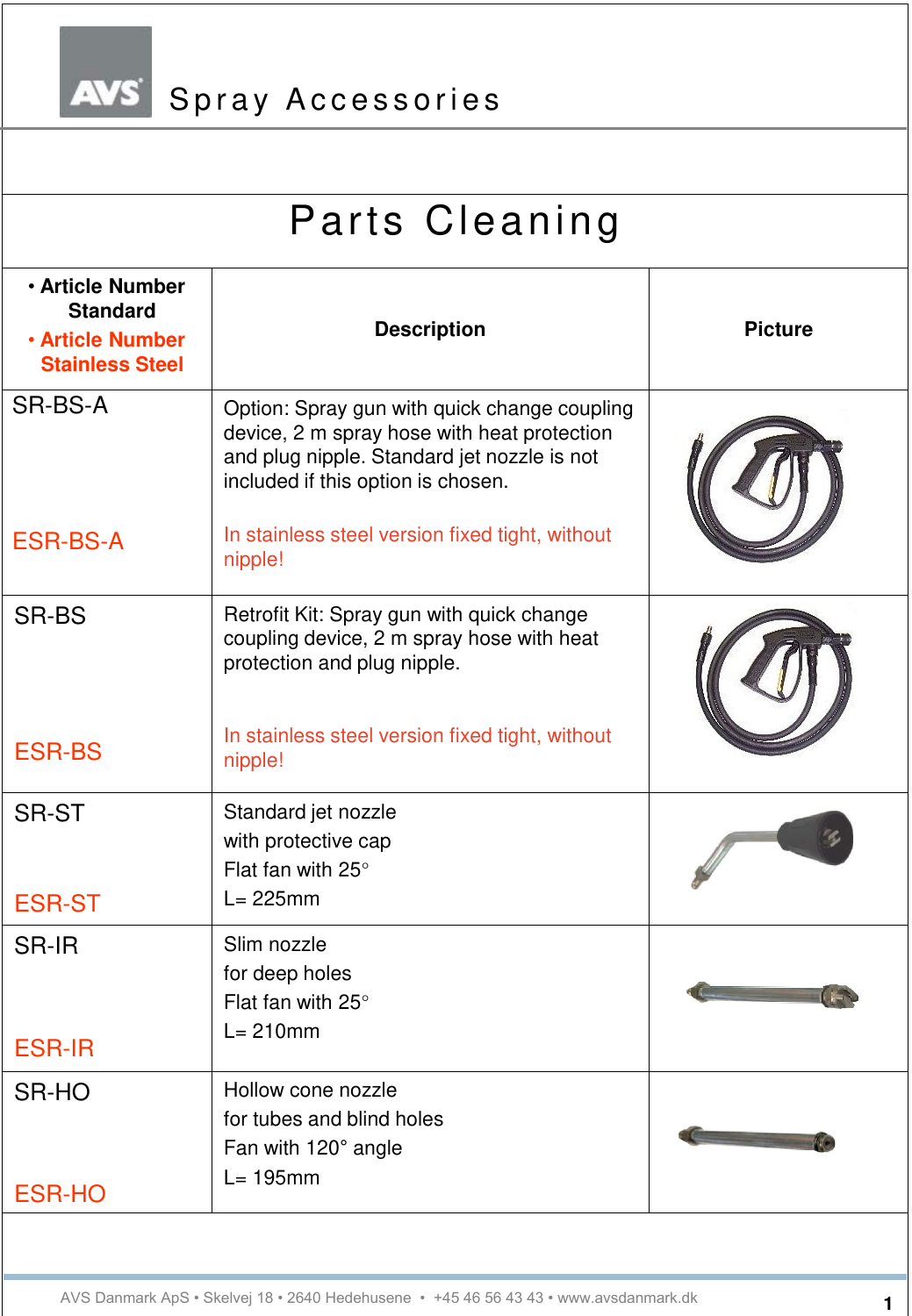# AVS Spray Accessories

## Parts Cleaning

| • Article Number Standard<br>• Article Number Stainless Steel | Description | Picture |
|---|---|---|
| SR-BS-A<br><br>ESR-BS-A | Option: Spray gun with quick change coupling device, 2 m spray hose with heat protection and plug nipple. Standard jet nozzle is not included if this option is chosen.<br><br>In stainless steel version fixed tight, without nipple! | |
| SR-BS<br><br>ESR-BS | Retrofit Kit: Spray gun with quick change coupling device, 2 m spray hose with heat protection and plug nipple.<br><br>In stainless steel version fixed tight, without nipple! | |
| SR-ST<br><br>ESR-ST | Standard jet nozzle<br>with protective cap<br>Flat fan with 25°<br>L= 225mm | |
| SR-IR<br><br>ESR-IR | Slim nozzle<br>for deep holes<br>Flat fan with 25°<br>L= 210mm | |
| SR-HO<br><br>ESR-HO | Hollow cone nozzle<br>for tubes and blind holes<br>Fan with 120° angle<br>L= 195mm | |

AVS Danmark ApS • Skelvej 18 • 2640 Hedehusene • +45 46 56 43 43 • www.avsdanmark.dk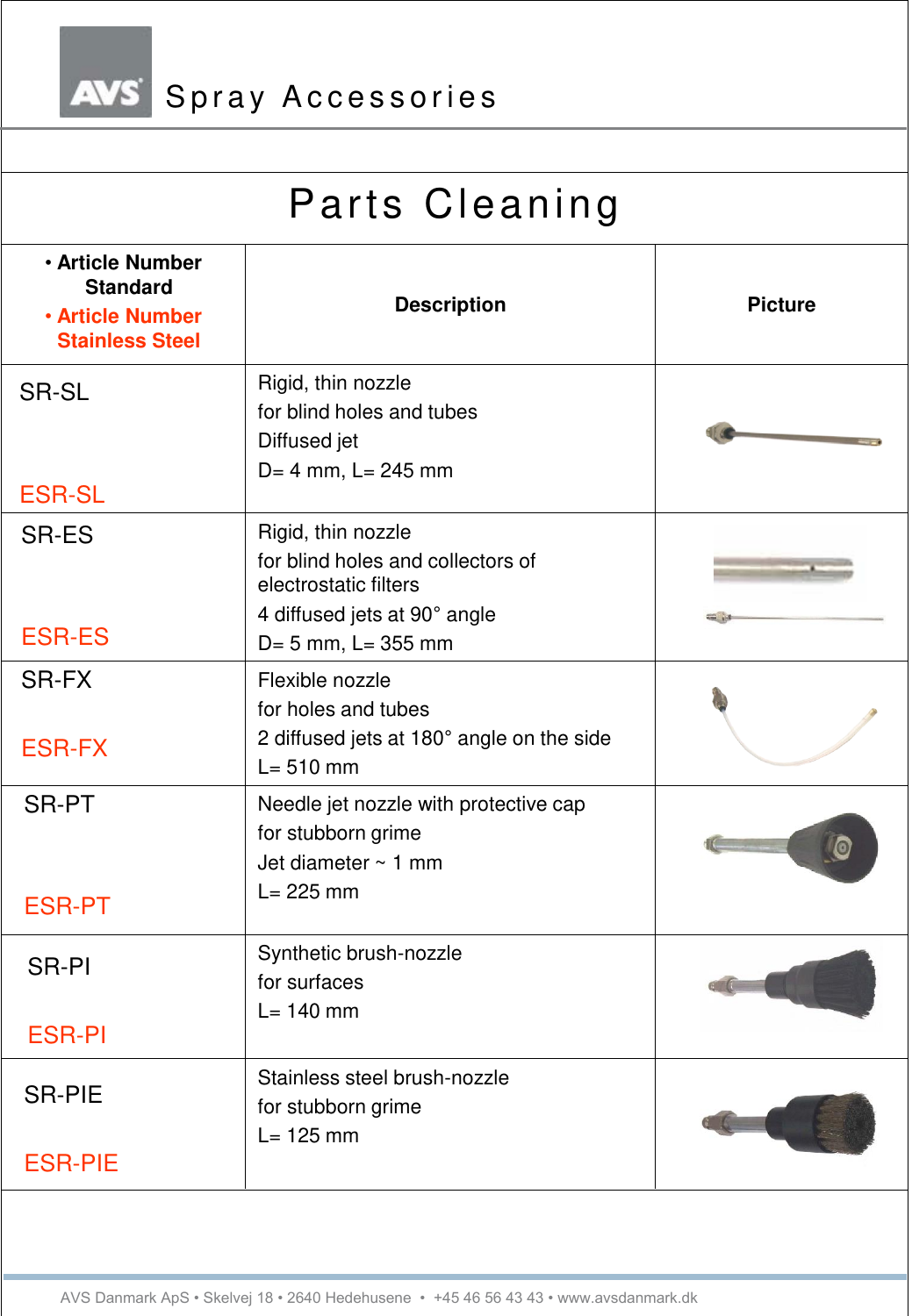# Spray Accessories

## Parts Cleaning

| • Article Number Standard<br>• Article Number Stainless Steel | Description | Picture |
|---|---|---|
| SR-SL<br>ESR-SL | Rigid, thin nozzle<br>for blind holes and tubes<br>Diffused jet<br>D= 4 mm, L= 245 mm | |
| SR-ES<br>ESR-ES | Rigid, thin nozzle<br>for blind holes and collectors of electrostatic filters<br>4 diffused jets at 90° angle<br>D= 5 mm, L= 355 mm | |
| SR-FX<br>ESR-FX | Flexible nozzle<br>for holes and tubes<br>2 diffused jets at 180° angle on the side<br>L= 510 mm | |
| SR-PT<br>ESR-PT | Needle jet nozzle with protective cap<br>for stubborn grime<br>Jet diameter ~ 1 mm<br>L= 225 mm | |
| SR-PI<br>ESR-PI | Synthetic brush-nozzle<br>for surfaces<br>L= 140 mm | |
| SR-PIE<br>ESR-PIE | Stainless steel brush-nozzle<br>for stubborn grime<br>L= 125 mm | |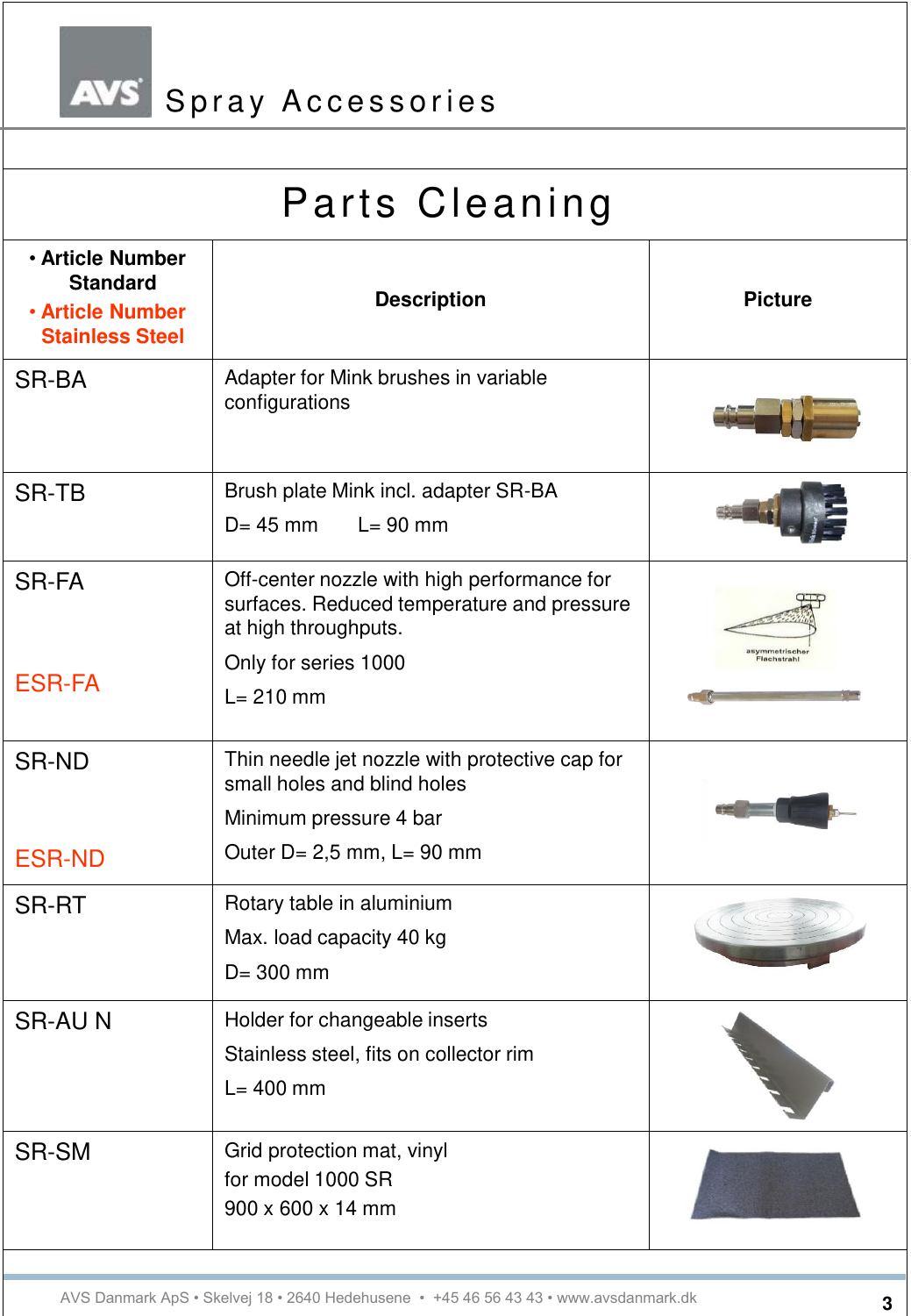# Spray Accessories

## Parts Cleaning

| • Article Number Standard<br>• Article Number Stainless Steel | Description | Picture |
|---|---|---|
| SR-BA | Adapter for Mink brushes in variable configurations | |
| SR-TB | Brush plate Mink incl. adapter SR-BA<br>D= 45 mm L= 90 mm | |
| SR-FA<br>ESR-FA | Off-center nozzle with high performance for surfaces. Reduced temperature and pressure at high throughputs.<br>Only for series 1000<br>L= 210 mm | |
| SR-ND<br>ESR-ND | Thin needle jet nozzle with protective cap for small holes and blind holes<br>Minimum pressure 4 bar<br>Outer D= 2,5 mm, L= 90 mm | |
| SR-RT | Rotary table in aluminium<br>Max. load capacity 40 kg<br>D= 300 mm | |
| SR-AU N | Holder for changeable inserts<br>Stainless steel, fits on collector rim<br>L= 400 mm | |
| SR-SM | Grid protection mat, vinyl<br>for model 1000 SR<br>900 x 600 x 14 mm | |

AVS Danmark ApS • Skelvej 18 • 2640 Hedehusene • +45 46 56 43 43 • www.avsdanmark.dk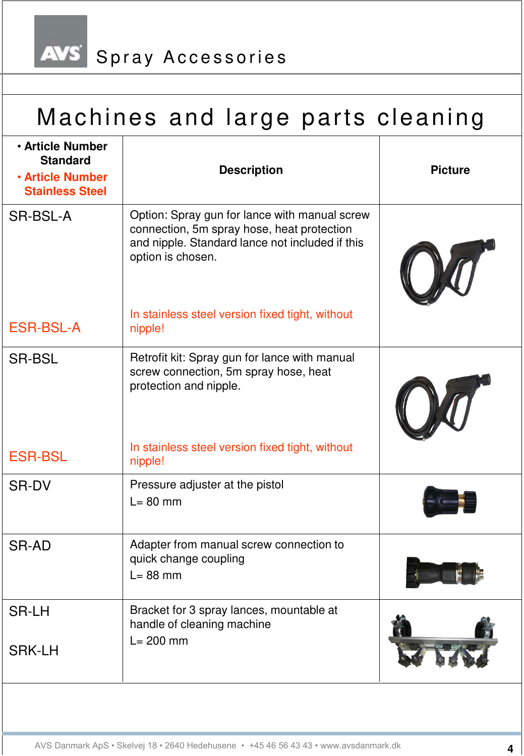# Spray Accessories

## Machines and large parts cleaning

| • **Article Number Standard** • **Article Number Stainless Steel** | **Description** | **Picture** |
|---|---|---|
| SR-BSL-A<br><br>ESR-BSL-A | Option: Spray gun for lance with manual screw connection, 5m spray hose, heat protection and nipple. Standard lance not included if this option is chosen.<br><br>In stainless steel version fixed tight, without nipple! | |
| SR-BSL<br><br>ESR-BSL | Retrofit kit: Spray gun for lance with manual screw connection, 5m spray hose, heat protection and nipple.<br><br>In stainless steel version fixed tight, without nipple! | |
| SR-DV | Pressure adjuster at the pistol<br>L= 80 mm | |
| SR-AD | Adapter from manual screw connection to quick change coupling<br>L= 88 mm | |
| SR-LH<br><br>SRK-LH | Bracket for 3 spray lances, mountable at handle of cleaning machine<br>L= 200 mm | |

AVS Danmark ApS • Skelvej 18 • 2640 Hedehusene • +45 46 56 43 43 • www.avsdanmark.dk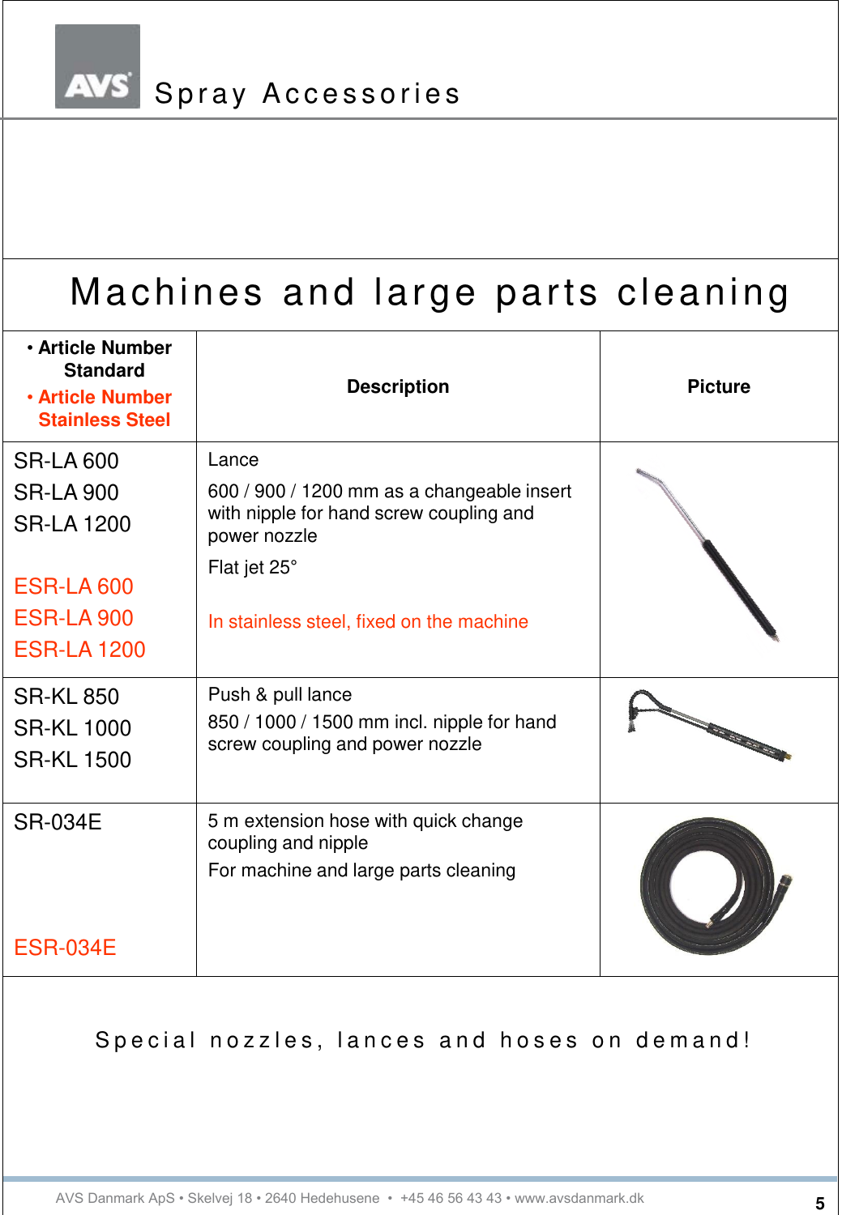# Spray Accessories

## Machines and large parts cleaning

| • Article Number Standard<br>• Article Number Stainless Steel | Description | Picture |
|---|---|---|
| SR-LA 600<br>SR-LA 900<br>SR-LA 1200<br><br>ESR-LA 600<br>ESR-LA 900<br>ESR-LA 1200 | Lance<br>600 / 900 / 1200 mm as a changeable insert with nipple for hand screw coupling and power nozzle<br>Flat jet 25°<br><br>In stainless steel, fixed on the machine | |
| SR-KL 850<br>SR-KL 1000<br>SR-KL 1500 | Push & pull lance<br>850 / 1000 / 1500 mm incl. nipple for hand screw coupling and power nozzle | |
| SR-034E<br><br>ESR-034E | 5 m extension hose with quick change coupling and nipple<br>For machine and large parts cleaning | |

Special nozzles, lances and hoses on demand!

AVS Danmark ApS • Skelvej 18 • 2640 Hedehusene • +45 46 56 43 43 • www.avsdanmark.dk